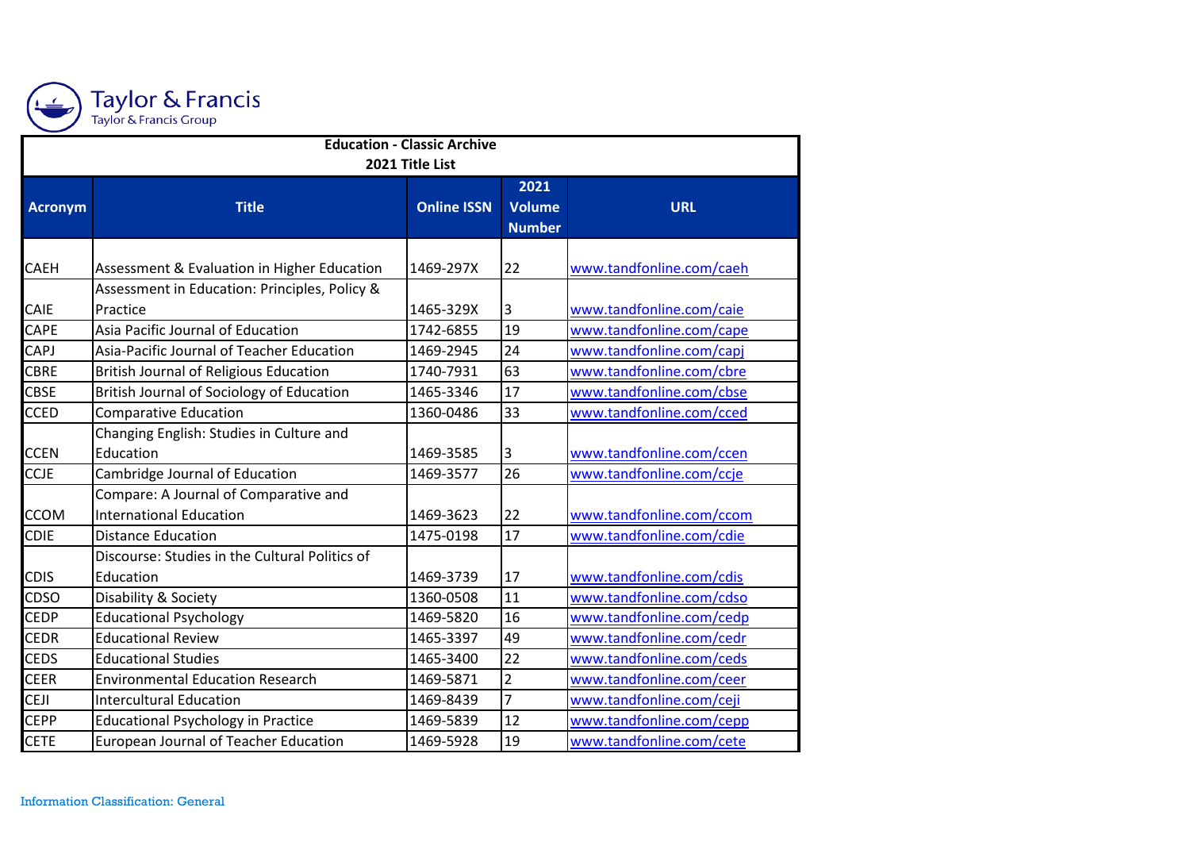Taylor & Francis
Taylor & Francis Group

| Education - Classic Archive<br>2021 Title List | | | | |
|---|---|---|---|---|
| **Acronym** | **Title** | **Online ISSN** | **2021 Volume Number** | **URL** |
| CAEH | Assessment & Evaluation in Higher Education | 1469-297X | 22 | www.tandfonline.com/caeh |
| CAIE | Assessment in Education: Principles, Policy & Practice | 1465-329X | 3 | www.tandfonline.com/caie |
| CAPE | Asia Pacific Journal of Education | 1742-6855 | 19 | www.tandfonline.com/cape |
| CAPJ | Asia-Pacific Journal of Teacher Education | 1469-2945 | 24 | www.tandfonline.com/capj |
| CBRE | British Journal of Religious Education | 1740-7931 | 63 | www.tandfonline.com/cbre |
| CBSE | British Journal of Sociology of Education | 1465-3346 | 17 | www.tandfonline.com/cbse |
| CCED | Comparative Education | 1360-0486 | 33 | www.tandfonline.com/cced |
| CCEN | Changing English: Studies in Culture and Education | 1469-3585 | 3 | www.tandfonline.com/ccen |
| CCJE | Cambridge Journal of Education | 1469-3577 | 26 | www.tandfonline.com/ccje |
| CCOM | Compare: A Journal of Comparative and International Education | 1469-3623 | 22 | www.tandfonline.com/ccom |
| CDIE | Distance Education | 1475-0198 | 17 | www.tandfonline.com/cdie |
| CDIS | Discourse: Studies in the Cultural Politics of Education | 1469-3739 | 17 | www.tandfonline.com/cdis |
| CDSO | Disability & Society | 1360-0508 | 11 | www.tandfonline.com/cdso |
| CEDP | Educational Psychology | 1469-5820 | 16 | www.tandfonline.com/cedp |
| CEDR | Educational Review | 1465-3397 | 49 | www.tandfonline.com/cedr |
| CEDS | Educational Studies | 1465-3400 | 22 | www.tandfonline.com/ceds |
| CEER | Environmental Education Research | 1469-5871 | 2 | www.tandfonline.com/ceer |
| CEJI | Intercultural Education | 1469-8439 | 7 | www.tandfonline.com/ceji |
| CEPP | Educational Psychology in Practice | 1469-5839 | 12 | www.tandfonline.com/cepp |
| CETE | European Journal of Teacher Education | 1469-5928 | 19 | www.tandfonline.com/cete |

Information Classification: General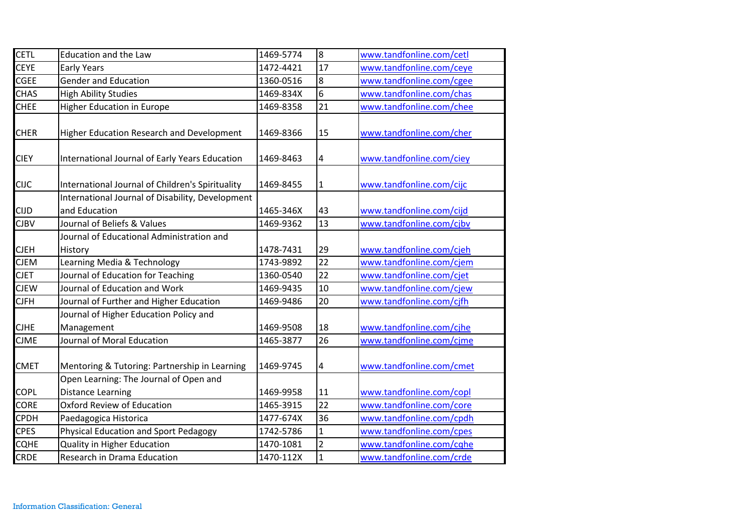| | | | | |
|---|---|---|---|---|
| CETL | Education and the Law | 1469-5774 | 8 | www.tandfonline.com/cetl |
| CEYE | Early Years | 1472-4421 | 17 | www.tandfonline.com/ceye |
| CGEE | Gender and Education | 1360-0516 | 8 | www.tandfonline.com/cgee |
| CHAS | High Ability Studies | 1469-834X | 6 | www.tandfonline.com/chas |
| CHEE | Higher Education in Europe | 1469-8358 | 21 | www.tandfonline.com/chee |
| CHER | Higher Education Research and Development | 1469-8366 | 15 | www.tandfonline.com/cher |
| CIEY | International Journal of Early Years Education | 1469-8463 | 4 | www.tandfonline.com/ciey |
| CIJC | International Journal of Children's Spirituality | 1469-8455 | 1 | www.tandfonline.com/cijc |
| CIJD | International Journal of Disability, Development and Education | 1465-346X | 43 | www.tandfonline.com/cijd |
| CJBV | Journal of Beliefs & Values | 1469-9362 | 13 | www.tandfonline.com/cjbv |
| CJEH | Journal of Educational Administration and History | 1478-7431 | 29 | www.tandfonline.com/cjeh |
| CJEM | Learning Media & Technology | 1743-9892 | 22 | www.tandfonline.com/cjem |
| CJET | Journal of Education for Teaching | 1360-0540 | 22 | www.tandfonline.com/cjet |
| CJEW | Journal of Education and Work | 1469-9435 | 10 | www.tandfonline.com/cjew |
| CJFH | Journal of Further and Higher Education | 1469-9486 | 20 | www.tandfonline.com/cjfh |
| CJHE | Journal of Higher Education Policy and Management | 1469-9508 | 18 | www.tandfonline.com/cjhe |
| CJME | Journal of Moral Education | 1465-3877 | 26 | www.tandfonline.com/cjme |
| CMET | Mentoring & Tutoring: Partnership in Learning | 1469-9745 | 4 | www.tandfonline.com/cmet |
| COPL | Open Learning: The Journal of Open and Distance Learning | 1469-9958 | 11 | www.tandfonline.com/copl |
| CORE | Oxford Review of Education | 1465-3915 | 22 | www.tandfonline.com/core |
| CPDH | Paedagogica Historica | 1477-674X | 36 | www.tandfonline.com/cpdh |
| CPES | Physical Education and Sport Pedagogy | 1742-5786 | 1 | www.tandfonline.com/cpes |
| CQHE | Quality in Higher Education | 1470-1081 | 2 | www.tandfonline.com/cqhe |
| CRDE | Research in Drama Education | 1470-112X | 1 | www.tandfonline.com/crde |

Information Classification: General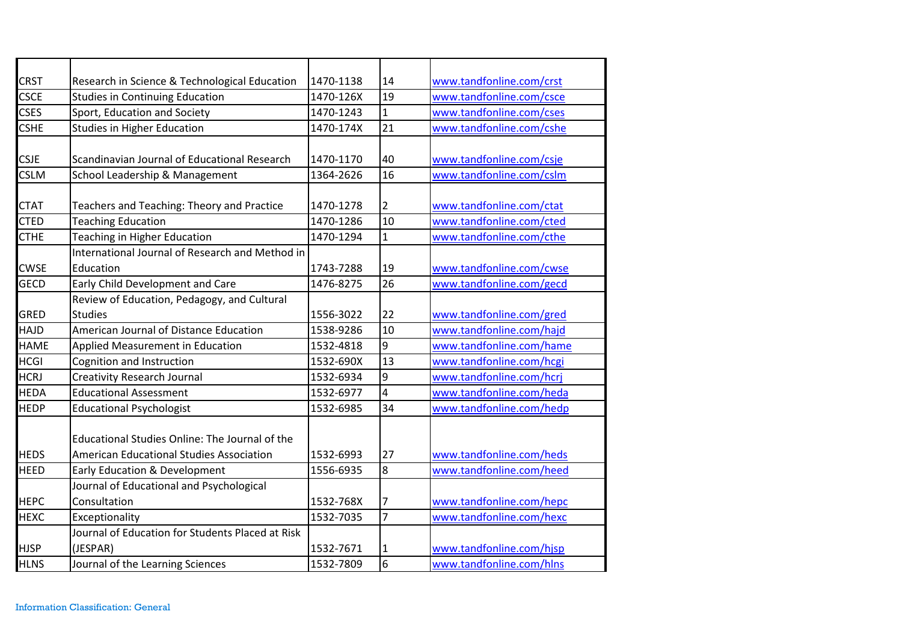| | | | | |
|---|---|---|---|---|
| CRST | Research in Science & Technological Education | 1470-1138 | 14 | www.tandfonline.com/crst |
| CSCE | Studies in Continuing Education | 1470-126X | 19 | www.tandfonline.com/csce |
| CSES | Sport, Education and Society | 1470-1243 | 1 | www.tandfonline.com/cses |
| CSHE | Studies in Higher Education | 1470-174X | 21 | www.tandfonline.com/cshe |
| CSJE | Scandinavian Journal of Educational Research | 1470-1170 | 40 | www.tandfonline.com/csje |
| CSLM | School Leadership & Management | 1364-2626 | 16 | www.tandfonline.com/cslm |
| CTAT | Teachers and Teaching: Theory and Practice | 1470-1278 | 2 | www.tandfonline.com/ctat |
| CTED | Teaching Education | 1470-1286 | 10 | www.tandfonline.com/cted |
| CTHE | Teaching in Higher Education | 1470-1294 | 1 | www.tandfonline.com/cthe |
| CWSE | International Journal of Research and Method in Education | 1743-7288 | 19 | www.tandfonline.com/cwse |
| GECD | Early Child Development and Care | 1476-8275 | 26 | www.tandfonline.com/gecd |
| GRED | Review of Education, Pedagogy, and Cultural Studies | 1556-3022 | 22 | www.tandfonline.com/gred |
| HAJD | American Journal of Distance Education | 1538-9286 | 10 | www.tandfonline.com/hajd |
| HAME | Applied Measurement in Education | 1532-4818 | 9 | www.tandfonline.com/hame |
| HCGI | Cognition and Instruction | 1532-690X | 13 | www.tandfonline.com/hcgi |
| HCRJ | Creativity Research Journal | 1532-6934 | 9 | www.tandfonline.com/hcrj |
| HEDA | Educational Assessment | 1532-6977 | 4 | www.tandfonline.com/heda |
| HEDP | Educational Psychologist | 1532-6985 | 34 | www.tandfonline.com/hedp |
| HEDS | Educational Studies Online: The Journal of the American Educational Studies Association | 1532-6993 | 27 | www.tandfonline.com/heds |
| HEED | Early Education & Development | 1556-6935 | 8 | www.tandfonline.com/heed |
| HEPC | Journal of Educational and Psychological Consultation | 1532-768X | 7 | www.tandfonline.com/hepc |
| HEXC | Exceptionality | 1532-7035 | 7 | www.tandfonline.com/hexc |
| HJSP | Journal of Education for Students Placed at Risk (JESPAR) | 1532-7671 | 1 | www.tandfonline.com/hjsp |
| HLNS | Journal of the Learning Sciences | 1532-7809 | 6 | www.tandfonline.com/hlns |

Information Classification: General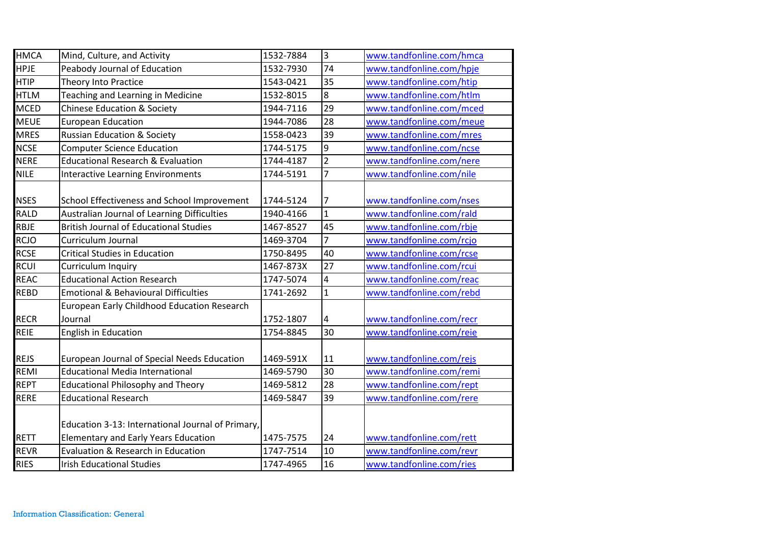| HMCA | Mind, Culture, and Activity | 1532-7884 | 3 | www.tandfonline.com/hmca |
|---|---|---|---|---|
| HPJE | Peabody Journal of Education | 1532-7930 | 74 | www.tandfonline.com/hpje |
| HTIP | Theory Into Practice | 1543-0421 | 35 | www.tandfonline.com/htip |
| HTLM | Teaching and Learning in Medicine | 1532-8015 | 8 | www.tandfonline.com/htlm |
| MCED | Chinese Education & Society | 1944-7116 | 29 | www.tandfonline.com/mced |
| MEUE | European Education | 1944-7086 | 28 | www.tandfonline.com/meue |
| MRES | Russian Education & Society | 1558-0423 | 39 | www.tandfonline.com/mres |
| NCSE | Computer Science Education | 1744-5175 | 9 | www.tandfonline.com/ncse |
| NERE | Educational Research & Evaluation | 1744-4187 | 2 | www.tandfonline.com/nere |
| NILE | Interactive Learning Environments | 1744-5191 | 7 | www.tandfonline.com/nile |
| NSES | School Effectiveness and School Improvement | 1744-5124 | 7 | www.tandfonline.com/nses |
| RALD | Australian Journal of Learning Difficulties | 1940-4166 | 1 | www.tandfonline.com/rald |
| RBJE | British Journal of Educational Studies | 1467-8527 | 45 | www.tandfonline.com/rbje |
| RCJO | Curriculum Journal | 1469-3704 | 7 | www.tandfonline.com/rcjo |
| RCSE | Critical Studies in Education | 1750-8495 | 40 | www.tandfonline.com/rcse |
| RCUI | Curriculum Inquiry | 1467-873X | 27 | www.tandfonline.com/rcui |
| REAC | Educational Action Research | 1747-5074 | 4 | www.tandfonline.com/reac |
| REBD | Emotional & Behavioural Difficulties | 1741-2692 | 1 | www.tandfonline.com/rebd |
| RECR | European Early Childhood Education Research Journal | 1752-1807 | 4 | www.tandfonline.com/recr |
| REIE | English in Education | 1754-8845 | 30 | www.tandfonline.com/reie |
| REJS | European Journal of Special Needs Education | 1469-591X | 11 | www.tandfonline.com/rejs |
| REMI | Educational Media International | 1469-5790 | 30 | www.tandfonline.com/remi |
| REPT | Educational Philosophy and Theory | 1469-5812 | 28 | www.tandfonline.com/rept |
| RERE | Educational Research | 1469-5847 | 39 | www.tandfonline.com/rere |
| RETT | Education 3-13: International Journal of Primary, Elementary and Early Years Education | 1475-7575 | 24 | www.tandfonline.com/rett |
| REVR | Evaluation & Research in Education | 1747-7514 | 10 | www.tandfonline.com/revr |
| RIES | Irish Educational Studies | 1747-4965 | 16 | www.tandfonline.com/ries |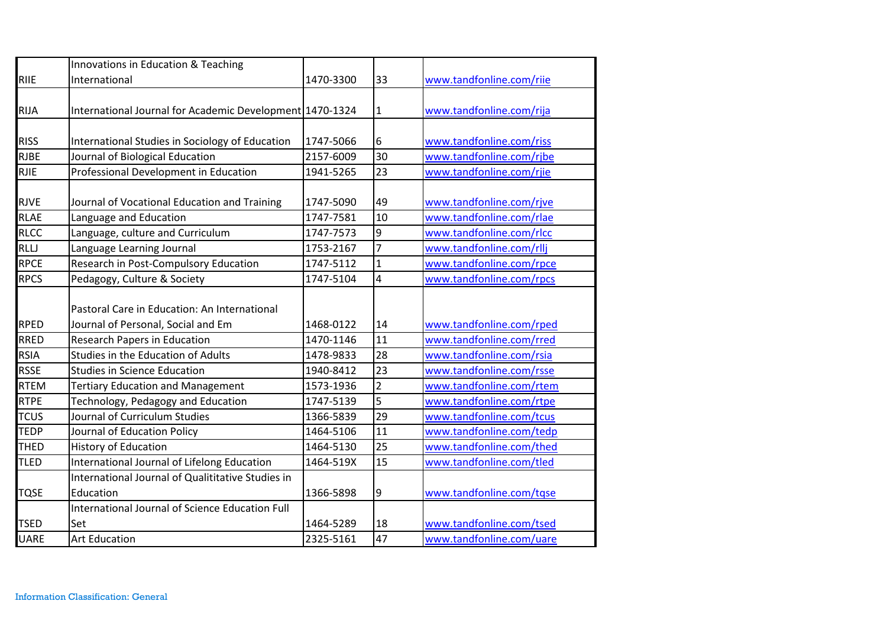| | | | | |
|---|---|---|---|---|
| RIIE | Innovations in Education & Teaching International | 1470-3300 | 33 | www.tandfonline.com/riie |
| RIJA | International Journal for Academic Development | 1470-1324 | 1 | www.tandfonline.com/rija |
| RISS | International Studies in Sociology of Education | 1747-5066 | 6 | www.tandfonline.com/riss |
| RJBE | Journal of Biological Education | 2157-6009 | 30 | www.tandfonline.com/rjbe |
| RJIE | Professional Development in Education | 1941-5265 | 23 | www.tandfonline.com/rjie |
| RJVE | Journal of Vocational Education and Training | 1747-5090 | 49 | www.tandfonline.com/rjve |
| RLAE | Language and Education | 1747-7581 | 10 | www.tandfonline.com/rlae |
| RLCC | Language, culture and Curriculum | 1747-7573 | 9 | www.tandfonline.com/rlcc |
| RLLJ | Language Learning Journal | 1753-2167 | 7 | www.tandfonline.com/rllj |
| RPCE | Research in Post-Compulsory Education | 1747-5112 | 1 | www.tandfonline.com/rpce |
| RPCS | Pedagogy, Culture & Society | 1747-5104 | 4 | www.tandfonline.com/rpcs |
| RPED | Pastoral Care in Education: An International Journal of Personal, Social and Em | 1468-0122 | 14 | www.tandfonline.com/rped |
| RRED | Research Papers in Education | 1470-1146 | 11 | www.tandfonline.com/rred |
| RSIA | Studies in the Education of Adults | 1478-9833 | 28 | www.tandfonline.com/rsia |
| RSSE | Studies in Science Education | 1940-8412 | 23 | www.tandfonline.com/rsse |
| RTEM | Tertiary Education and Management | 1573-1936 | 2 | www.tandfonline.com/rtem |
| RTPE | Technology, Pedagogy and Education | 1747-5139 | 5 | www.tandfonline.com/rtpe |
| TCUS | Journal of Curriculum Studies | 1366-5839 | 29 | www.tandfonline.com/tcus |
| TEDP | Journal of Education Policy | 1464-5106 | 11 | www.tandfonline.com/tedp |
| THED | History of Education | 1464-5130 | 25 | www.tandfonline.com/thed |
| TLED | International Journal of Lifelong Education | 1464-519X | 15 | www.tandfonline.com/tled |
| TQSE | International Journal of Qualititative Studies in Education | 1366-5898 | 9 | www.tandfonline.com/tqse |
| TSED | International Journal of Science Education Full Set | 1464-5289 | 18 | www.tandfonline.com/tsed |
| UARE | Art Education | 2325-5161 | 47 | www.tandfonline.com/uare |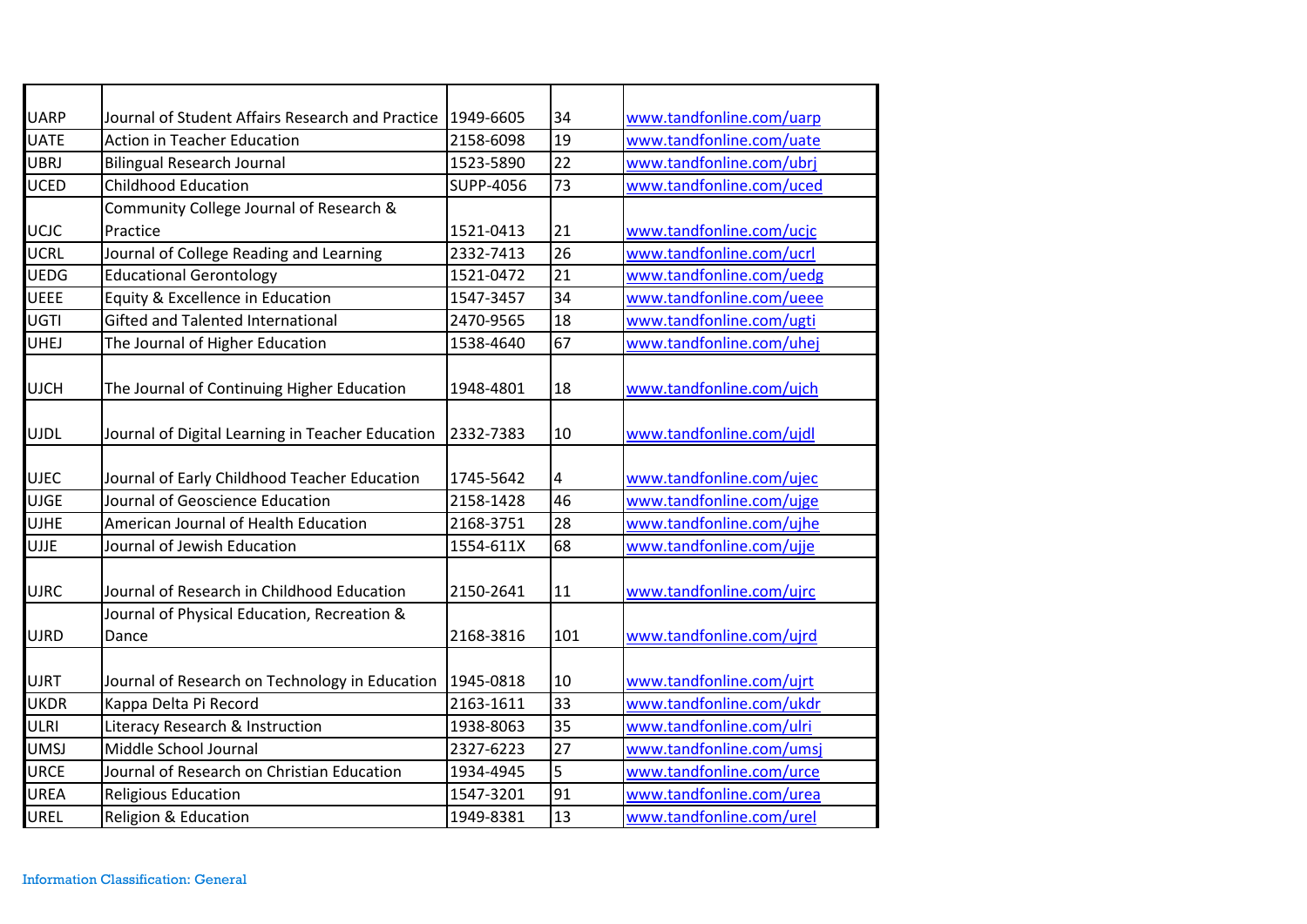| | | | | |
|---|---|---|---|---|
| UARP | Journal of Student Affairs Research and Practice | 1949-6605 | 34 | www.tandfonline.com/uarp |
| UATE | Action in Teacher Education | 2158-6098 | 19 | www.tandfonline.com/uate |
| UBRJ | Bilingual Research Journal | 1523-5890 | 22 | www.tandfonline.com/ubrj |
| UCED | Childhood Education | SUPP-4056 | 73 | www.tandfonline.com/uced |
| UCJC | Community College Journal of Research & Practice | 1521-0413 | 21 | www.tandfonline.com/ucjc |
| UCRL | Journal of College Reading and Learning | 2332-7413 | 26 | www.tandfonline.com/ucrl |
| UEDG | Educational Gerontology | 1521-0472 | 21 | www.tandfonline.com/uedg |
| UEEE | Equity & Excellence in Education | 1547-3457 | 34 | www.tandfonline.com/ueee |
| UGTI | Gifted and Talented International | 2470-9565 | 18 | www.tandfonline.com/ugti |
| UHEJ | The Journal of Higher Education | 1538-4640 | 67 | www.tandfonline.com/uhej |
| UJCH | The Journal of Continuing Higher Education | 1948-4801 | 18 | www.tandfonline.com/ujch |
| UJDL | Journal of Digital Learning in Teacher Education | 2332-7383 | 10 | www.tandfonline.com/ujdl |
| UJEC | Journal of Early Childhood Teacher Education | 1745-5642 | 4 | www.tandfonline.com/ujec |
| UJGE | Journal of Geoscience Education | 2158-1428 | 46 | www.tandfonline.com/ujge |
| UJHE | American Journal of Health Education | 2168-3751 | 28 | www.tandfonline.com/ujhe |
| UJJE | Journal of Jewish Education | 1554-611X | 68 | www.tandfonline.com/ujje |
| UJRC | Journal of Research in Childhood Education | 2150-2641 | 11 | www.tandfonline.com/ujrc |
| UJRD | Journal of Physical Education, Recreation & Dance | 2168-3816 | 101 | www.tandfonline.com/ujrd |
| UJRT | Journal of Research on Technology in Education | 1945-0818 | 10 | www.tandfonline.com/ujrt |
| UKDR | Kappa Delta Pi Record | 2163-1611 | 33 | www.tandfonline.com/ukdr |
| ULRI | Literacy Research & Instruction | 1938-8063 | 35 | www.tandfonline.com/ulri |
| UMSJ | Middle School Journal | 2327-6223 | 27 | www.tandfonline.com/umsj |
| URCE | Journal of Research on Christian Education | 1934-4945 | 5 | www.tandfonline.com/urce |
| UREA | Religious Education | 1547-3201 | 91 | www.tandfonline.com/urea |
| UREL | Religion & Education | 1949-8381 | 13 | www.tandfonline.com/urel |

Information Classification: General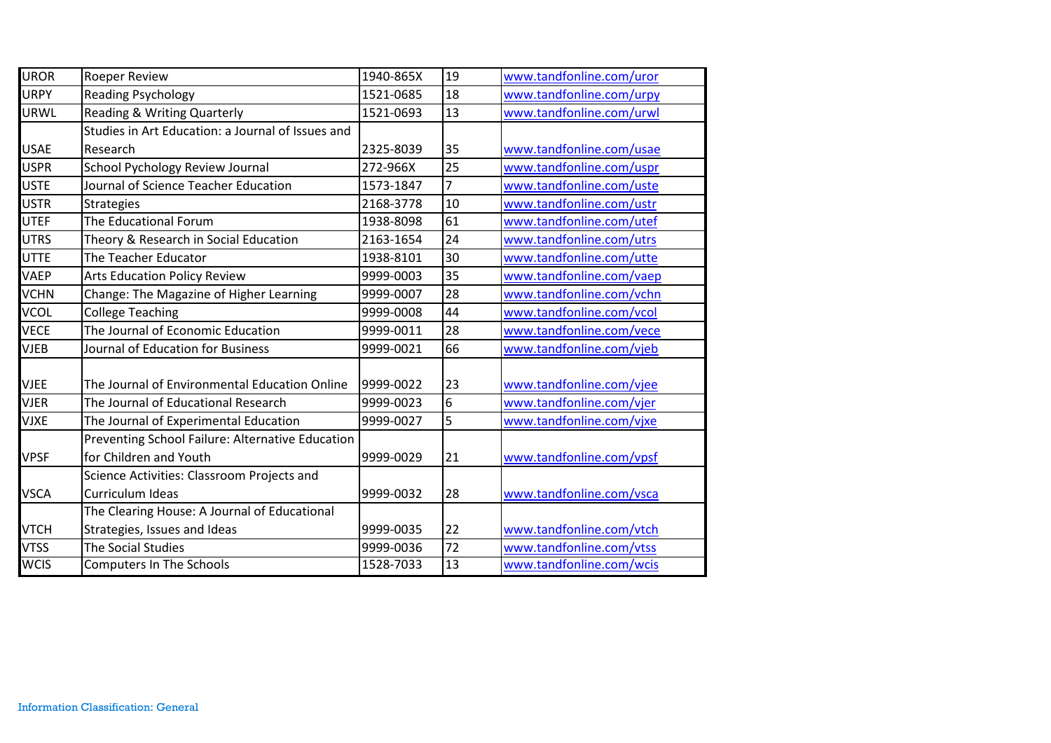| | | | | |
|---|---|---|---|---|
| UROR | Roeper Review | 1940-865X | 19 | www.tandfonline.com/uror |
| URPY | Reading Psychology | 1521-0685 | 18 | www.tandfonline.com/urpy |
| URWL | Reading & Writing Quarterly | 1521-0693 | 13 | www.tandfonline.com/urwl |
| USAE | Studies in Art Education: a Journal of Issues and Research | 2325-8039 | 35 | www.tandfonline.com/usae |
| USPR | School Pychology Review Journal | 272-966X | 25 | www.tandfonline.com/uspr |
| USTE | Journal of Science Teacher Education | 1573-1847 | 7 | www.tandfonline.com/uste |
| USTR | Strategies | 2168-3778 | 10 | www.tandfonline.com/ustr |
| UTEF | The Educational Forum | 1938-8098 | 61 | www.tandfonline.com/utef |
| UTRS | Theory & Research in Social Education | 2163-1654 | 24 | www.tandfonline.com/utrs |
| UTTE | The Teacher Educator | 1938-8101 | 30 | www.tandfonline.com/utte |
| VAEP | Arts Education Policy Review | 9999-0003 | 35 | www.tandfonline.com/vaep |
| VCHN | Change: The Magazine of Higher Learning | 9999-0007 | 28 | www.tandfonline.com/vchn |
| VCOL | College Teaching | 9999-0008 | 44 | www.tandfonline.com/vcol |
| VECE | The Journal of Economic Education | 9999-0011 | 28 | www.tandfonline.com/vece |
| VJEB | Journal of Education for Business | 9999-0021 | 66 | www.tandfonline.com/vjeb |
| VJEE | The Journal of Environmental Education Online | 9999-0022 | 23 | www.tandfonline.com/vjee |
| VJER | The Journal of Educational Research | 9999-0023 | 6 | www.tandfonline.com/vjer |
| VJXE | The Journal of Experimental Education | 9999-0027 | 5 | www.tandfonline.com/vjxe |
| VPSF | Preventing School Failure: Alternative Education for Children and Youth | 9999-0029 | 21 | www.tandfonline.com/vpsf |
| VSCA | Science Activities: Classroom Projects and Curriculum Ideas | 9999-0032 | 28 | www.tandfonline.com/vsca |
| VTCH | The Clearing House: A Journal of Educational Strategies, Issues and Ideas | 9999-0035 | 22 | www.tandfonline.com/vtch |
| VTSS | The Social Studies | 9999-0036 | 72 | www.tandfonline.com/vtss |
| WCIS | Computers In The Schools | 1528-7033 | 13 | www.tandfonline.com/wcis |